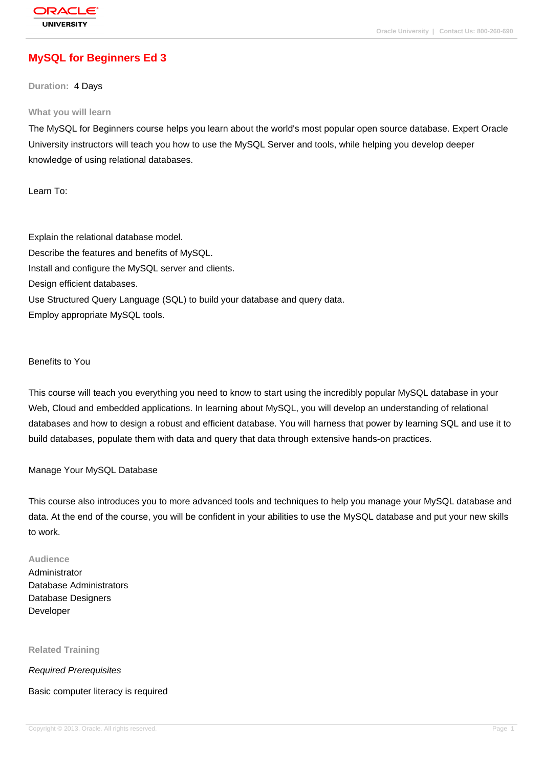# MySQL for Beginners Ed 3

**Duration:** 4 Days

## What you will learn

The MySQL for Beginners course helps you learn about the world's most popular open source database. Expert Oracle University instructors will teach you how to use the MySQL Server and tools, while helping you develop deeper knowledge of using relational databases.

Learn To:

Explain the relational database model.
Describe the features and benefits of MySQL.
Install and configure the MySQL server and clients.
Design efficient databases.
Use Structured Query Language (SQL) to build your database and query data.
Employ appropriate MySQL tools.

Benefits to You

This course will teach you everything you need to know to start using the incredibly popular MySQL database in your Web, Cloud and embedded applications. In learning about MySQL, you will develop an understanding of relational databases and how to design a robust and efficient database. You will harness that power by learning SQL and use it to build databases, populate them with data and query that data through extensive hands-on practices.

Manage Your MySQL Database

This course also introduces you to more advanced tools and techniques to help you manage your MySQL database and data. At the end of the course, you will be confident in your abilities to use the MySQL database and put your new skills to work.

## Audience

Administrator
Database Administrators
Database Designers
Developer

## Related Training

*Required Prerequisites*

Basic computer literacy is required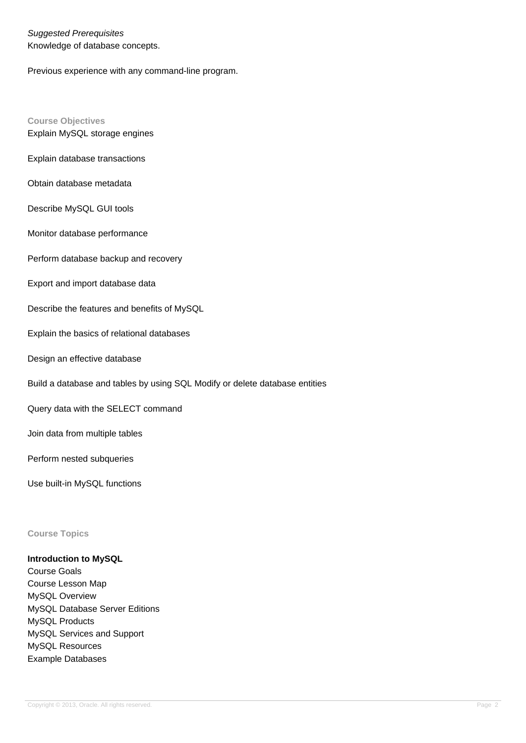*Suggested Prerequisites*
Knowledge of database concepts.

Previous experience with any command-line program.

## Course Objectives

Explain MySQL storage engines

Explain database transactions

Obtain database metadata

Describe MySQL GUI tools

Monitor database performance

Perform database backup and recovery

Export and import database data

Describe the features and benefits of MySQL

Explain the basics of relational databases

Design an effective database

Build a database and tables by using SQL Modify or delete database entities

Query data with the SELECT command

Join data from multiple tables

Perform nested subqueries

Use built-in MySQL functions

## Course Topics

**Introduction to MySQL**
Course Goals
Course Lesson Map
MySQL Overview
MySQL Database Server Editions
MySQL Products
MySQL Services and Support
MySQL Resources
Example Databases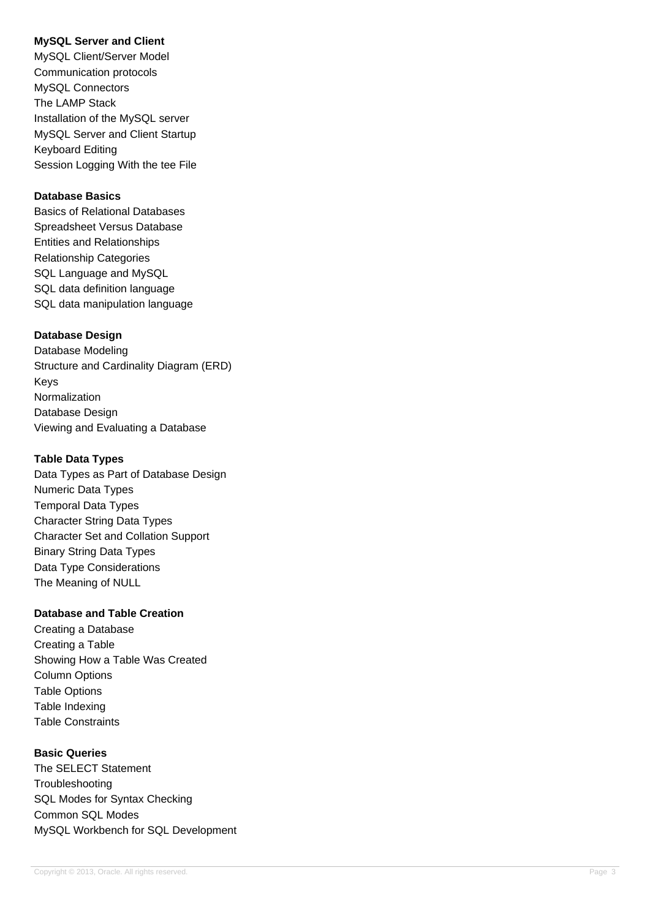**MySQL Server and Client**

MySQL Client/Server Model
Communication protocols
MySQL Connectors
The LAMP Stack
Installation of the MySQL server
MySQL Server and Client Startup
Keyboard Editing
Session Logging With the tee File

**Database Basics**

Basics of Relational Databases
Spreadsheet Versus Database
Entities and Relationships
Relationship Categories
SQL Language and MySQL
SQL data definition language
SQL data manipulation language

**Database Design**

Database Modeling
Structure and Cardinality Diagram (ERD)
Keys
Normalization
Database Design
Viewing and Evaluating a Database

**Table Data Types**

Data Types as Part of Database Design
Numeric Data Types
Temporal Data Types
Character String Data Types
Character Set and Collation Support
Binary String Data Types
Data Type Considerations
The Meaning of NULL

**Database and Table Creation**

Creating a Database
Creating a Table
Showing How a Table Was Created
Column Options
Table Options
Table Indexing
Table Constraints

**Basic Queries**

The SELECT Statement
Troubleshooting
SQL Modes for Syntax Checking
Common SQL Modes
MySQL Workbench for SQL Development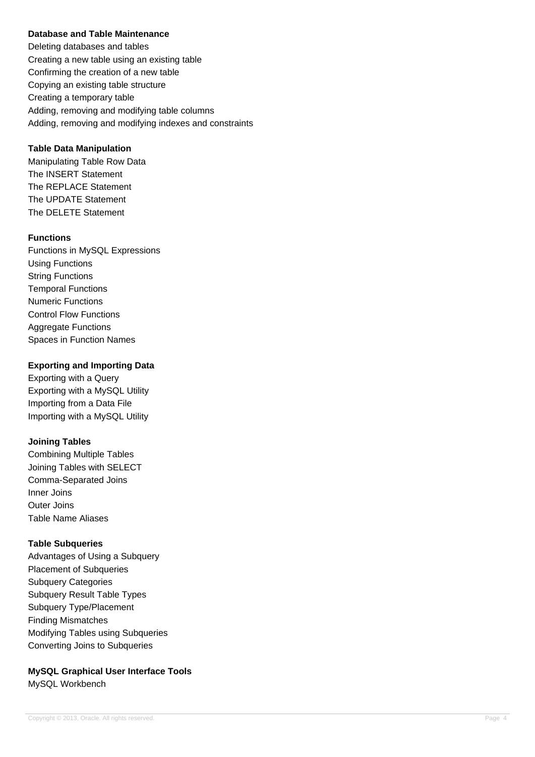**Database and Table Maintenance**

Deleting databases and tables
Creating a new table using an existing table
Confirming the creation of a new table
Copying an existing table structure
Creating a temporary table
Adding, removing and modifying table columns
Adding, removing and modifying indexes and constraints

**Table Data Manipulation**

Manipulating Table Row Data
The INSERT Statement
The REPLACE Statement
The UPDATE Statement
The DELETE Statement

**Functions**

Functions in MySQL Expressions
Using Functions
String Functions
Temporal Functions
Numeric Functions
Control Flow Functions
Aggregate Functions
Spaces in Function Names

**Exporting and Importing Data**

Exporting with a Query
Exporting with a MySQL Utility
Importing from a Data File
Importing with a MySQL Utility

**Joining Tables**

Combining Multiple Tables
Joining Tables with SELECT
Comma-Separated Joins
Inner Joins
Outer Joins
Table Name Aliases

**Table Subqueries**

Advantages of Using a Subquery
Placement of Subqueries
Subquery Categories
Subquery Result Table Types
Subquery Type/Placement
Finding Mismatches
Modifying Tables using Subqueries
Converting Joins to Subqueries

**MySQL Graphical User Interface Tools**

MySQL Workbench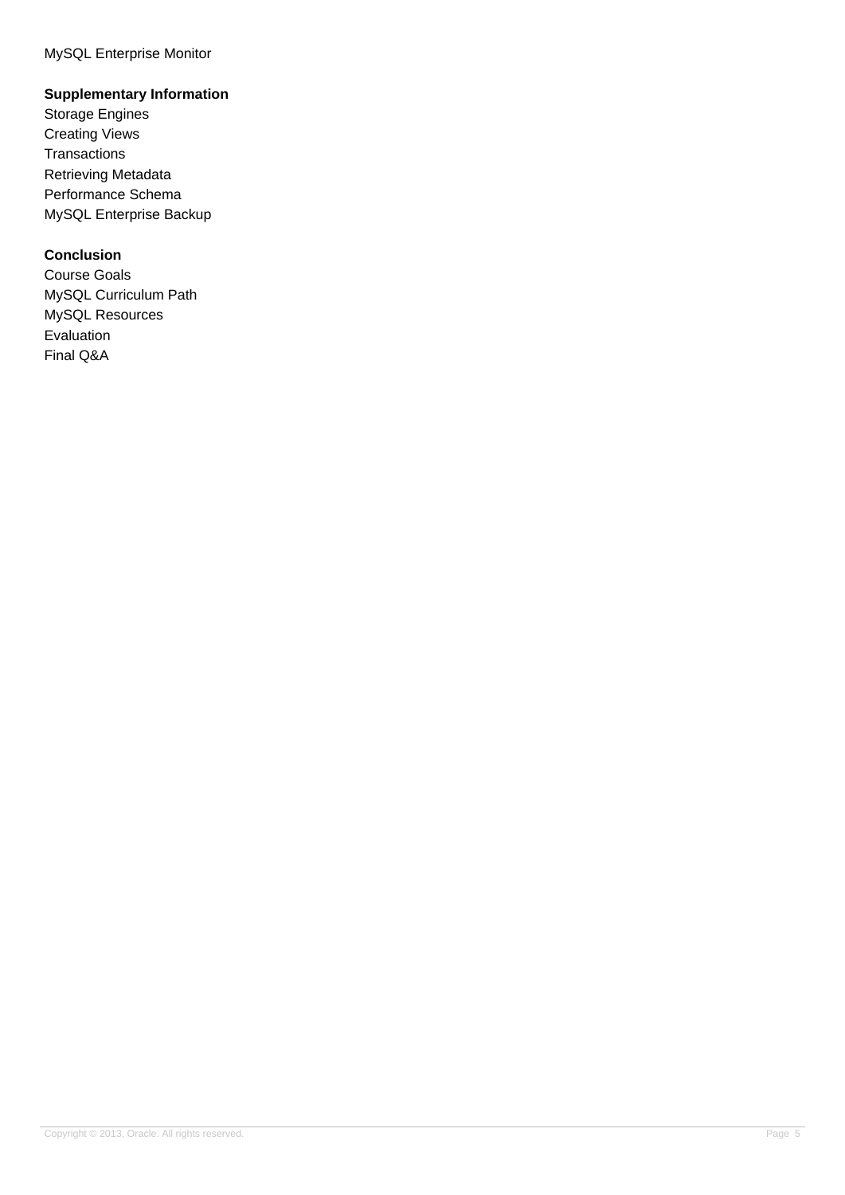MySQL Enterprise Monitor

**Supplementary Information**

Storage Engines
Creating Views
Transactions
Retrieving Metadata
Performance Schema
MySQL Enterprise Backup

**Conclusion**

Course Goals
MySQL Curriculum Path
MySQL Resources
Evaluation
Final Q&A